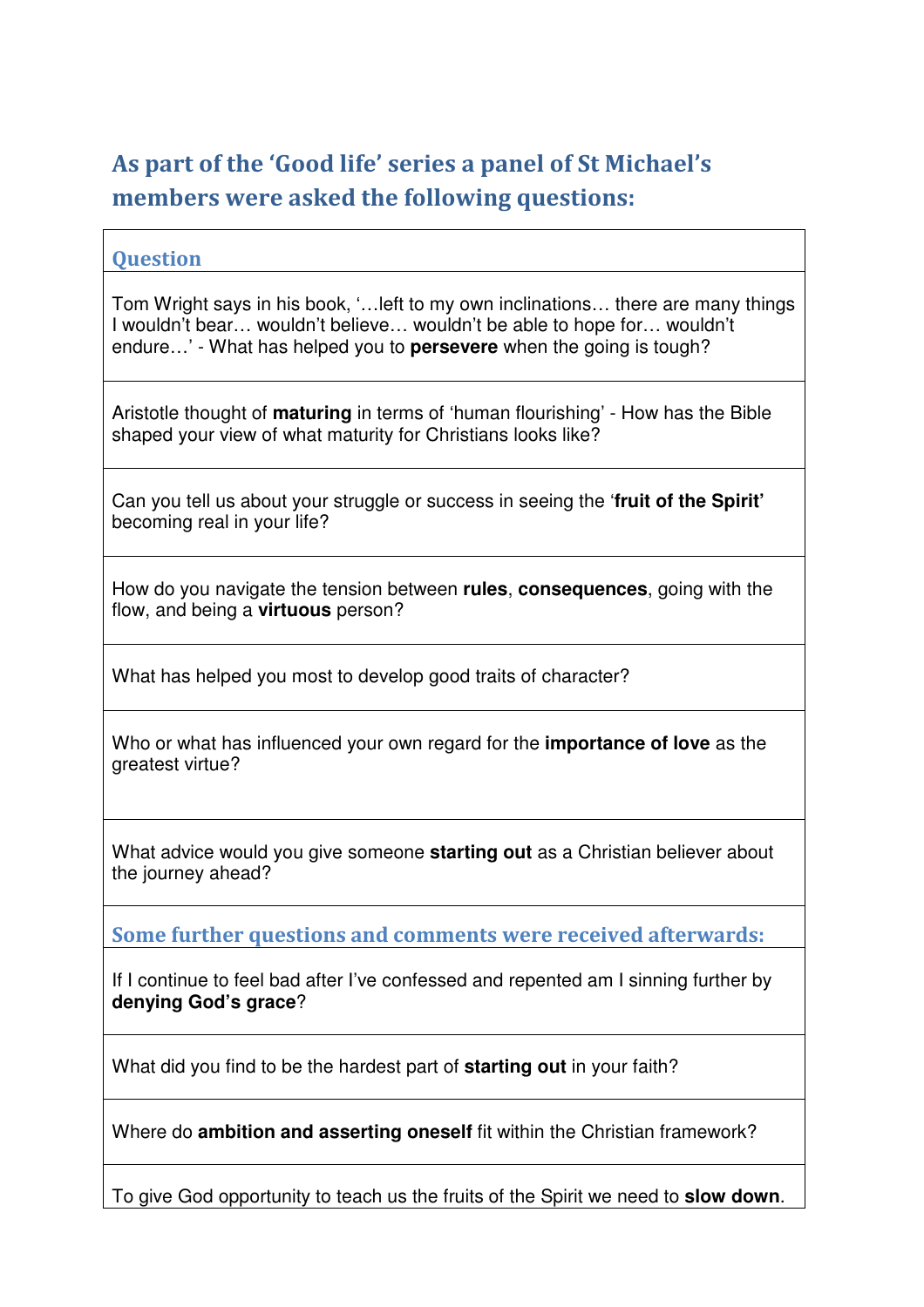## As part of the 'Good life' series a panel of St Michael's members were asked the following questions:

| Question |
|---|
| Tom Wright says in his book, '…left to my own inclinations… there are many things I wouldn't bear… wouldn't believe… wouldn't be able to hope for… wouldn't endure…' - What has helped you to **persevere** when the going is tough? |
| Aristotle thought of **maturing** in terms of 'human flourishing' - How has the Bible shaped your view of what maturity for Christians looks like? |
| Can you tell us about your struggle or success in seeing the '**fruit of the Spirit**' becoming real in your life? |
| How do you navigate the tension between **rules**, **consequences**, going with the flow, and being a **virtuous** person? |
| What has helped you most to develop good traits of character? |
| Who or what has influenced your own regard for the **importance of love** as the greatest virtue? |
| What advice would you give someone **starting out** as a Christian believer about the journey ahead? |
| **Some further questions and comments were received afterwards:** |
| If I continue to feel bad after I've confessed and repented am I sinning further by **denying God's grace**? |
| What did you find to be the hardest part of **starting out** in your faith? |
| Where do **ambition and asserting oneself** fit within the Christian framework? |
| To give God opportunity to teach us the fruits of the Spirit we need to **slow down**. |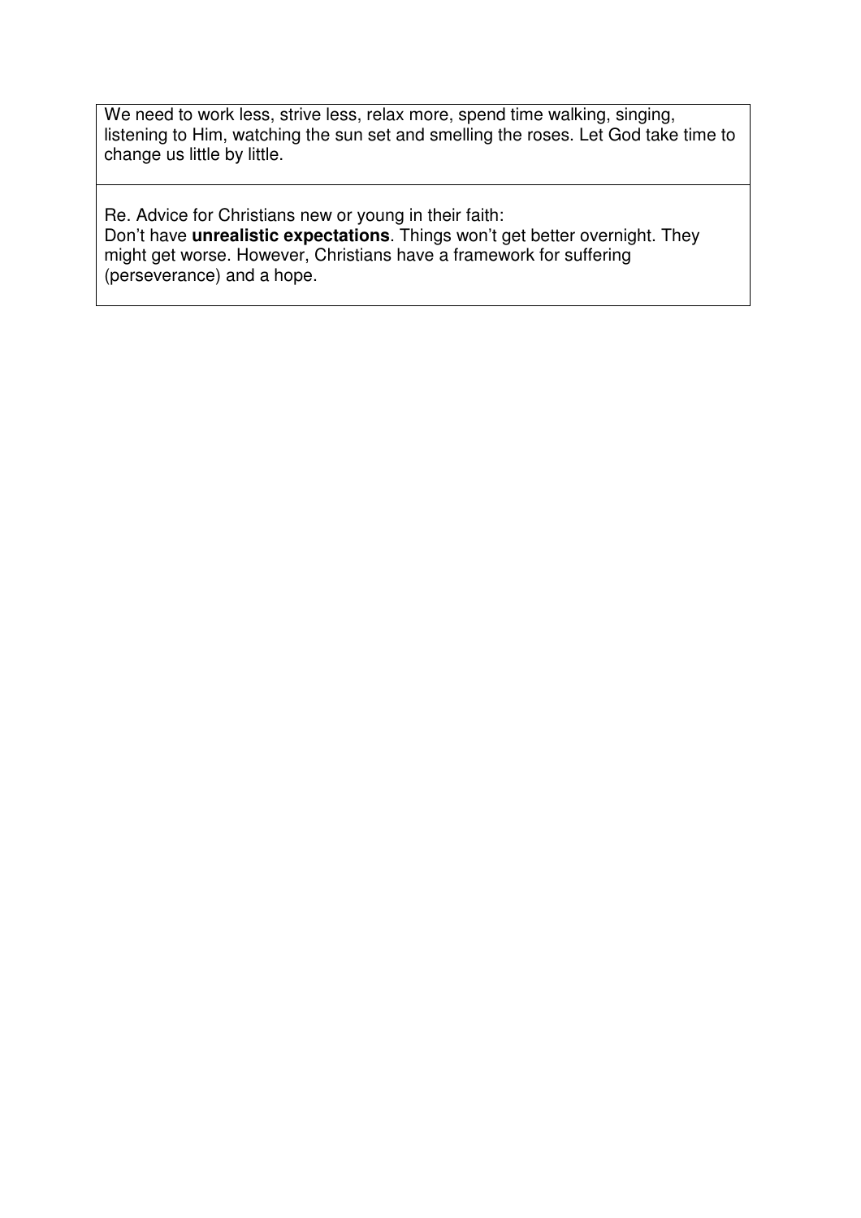| |
|---|
| We need to work less, strive less, relax more, spend time walking, singing, listening to Him, watching the sun set and smelling the roses. Let God take time to change us little by little. |
| Re. Advice for Christians new or young in their faith:<br>Don't have **unrealistic expectations**. Things won't get better overnight. They might get worse. However, Christians have a framework for suffering (perseverance) and a hope. |